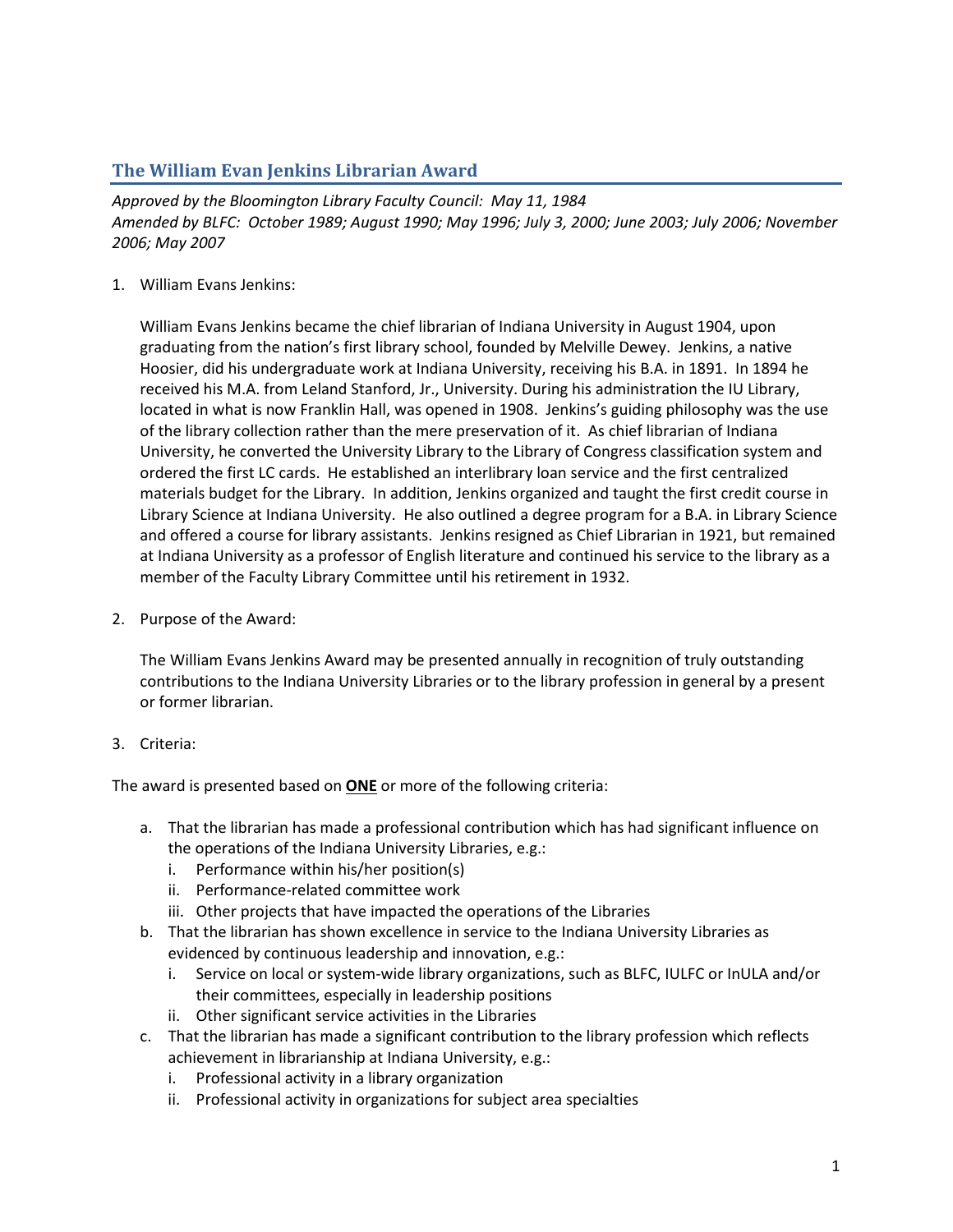## The William Evan Jenkins Librarian Award

*Approved by the Bloomington Library Faculty Council: May 11, 1984*
*Amended by BLFC: October 1989; August 1990; May 1996; July 3, 2000; June 2003; July 2006; November 2006; May 2007*

1. William Evans Jenkins:

   William Evans Jenkins became the chief librarian of Indiana University in August 1904, upon graduating from the nation's first library school, founded by Melville Dewey. Jenkins, a native Hoosier, did his undergraduate work at Indiana University, receiving his B.A. in 1891. In 1894 he received his M.A. from Leland Stanford, Jr., University. During his administration the IU Library, located in what is now Franklin Hall, was opened in 1908. Jenkins's guiding philosophy was the use of the library collection rather than the mere preservation of it. As chief librarian of Indiana University, he converted the University Library to the Library of Congress classification system and ordered the first LC cards. He established an interlibrary loan service and the first centralized materials budget for the Library. In addition, Jenkins organized and taught the first credit course in Library Science at Indiana University. He also outlined a degree program for a B.A. in Library Science and offered a course for library assistants. Jenkins resigned as Chief Librarian in 1921, but remained at Indiana University as a professor of English literature and continued his service to the library as a member of the Faculty Library Committee until his retirement in 1932.

2. Purpose of the Award:

   The William Evans Jenkins Award may be presented annually in recognition of truly outstanding contributions to the Indiana University Libraries or to the library profession in general by a present or former librarian.

3. Criteria:

The award is presented based on **ONE** or more of the following criteria:

- a. That the librarian has made a professional contribution which has had significant influence on the operations of the Indiana University Libraries, e.g.:
  - i. Performance within his/her position(s)
  - ii. Performance-related committee work
  - iii. Other projects that have impacted the operations of the Libraries
- b. That the librarian has shown excellence in service to the Indiana University Libraries as evidenced by continuous leadership and innovation, e.g.:
  - i. Service on local or system-wide library organizations, such as BLFC, IULFC or InULA and/or their committees, especially in leadership positions
  - ii. Other significant service activities in the Libraries
- c. That the librarian has made a significant contribution to the library profession which reflects achievement in librarianship at Indiana University, e.g.:
  - i. Professional activity in a library organization
  - ii. Professional activity in organizations for subject area specialties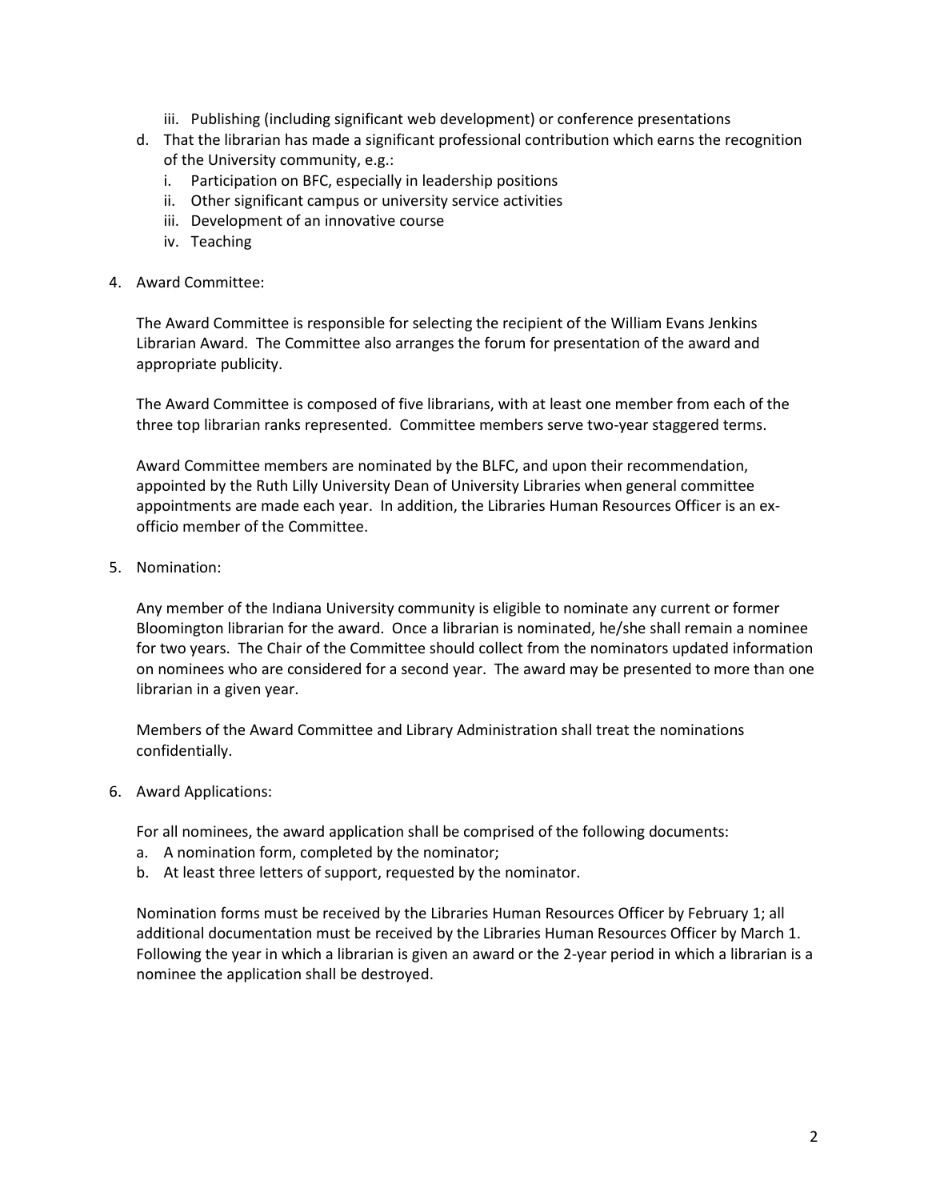iii. Publishing (including significant web development) or conference presentations

d. That the librarian has made a significant professional contribution which earns the recognition of the University community, e.g.:
   i. Participation on BFC, especially in leadership positions
   ii. Other significant campus or university service activities
   iii. Development of an innovative course
   iv. Teaching

4. Award Committee:

   The Award Committee is responsible for selecting the recipient of the William Evans Jenkins Librarian Award. The Committee also arranges the forum for presentation of the award and appropriate publicity.

   The Award Committee is composed of five librarians, with at least one member from each of the three top librarian ranks represented. Committee members serve two-year staggered terms.

   Award Committee members are nominated by the BLFC, and upon their recommendation, appointed by the Ruth Lilly University Dean of University Libraries when general committee appointments are made each year. In addition, the Libraries Human Resources Officer is an ex-officio member of the Committee.

5. Nomination:

   Any member of the Indiana University community is eligible to nominate any current or former Bloomington librarian for the award. Once a librarian is nominated, he/she shall remain a nominee for two years. The Chair of the Committee should collect from the nominators updated information on nominees who are considered for a second year. The award may be presented to more than one librarian in a given year.

   Members of the Award Committee and Library Administration shall treat the nominations confidentially.

6. Award Applications:

   For all nominees, the award application shall be comprised of the following documents:
   a. A nomination form, completed by the nominator;
   b. At least three letters of support, requested by the nominator.

   Nomination forms must be received by the Libraries Human Resources Officer by February 1; all additional documentation must be received by the Libraries Human Resources Officer by March 1. Following the year in which a librarian is given an award or the 2-year period in which a librarian is a nominee the application shall be destroyed.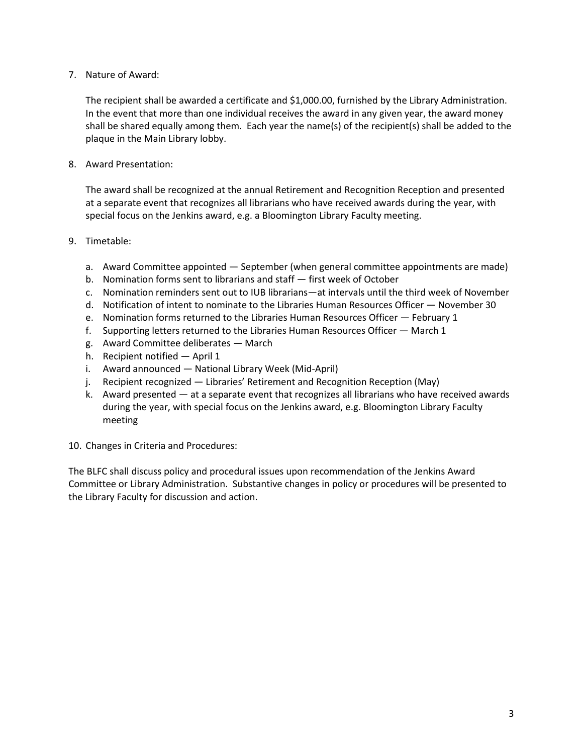7. Nature of Award:

   The recipient shall be awarded a certificate and $1,000.00, furnished by the Library Administration. In the event that more than one individual receives the award in any given year, the award money shall be shared equally among them. Each year the name(s) of the recipient(s) shall be added to the plaque in the Main Library lobby.

8. Award Presentation:

   The award shall be recognized at the annual Retirement and Recognition Reception and presented at a separate event that recognizes all librarians who have received awards during the year, with special focus on the Jenkins award, e.g. a Bloomington Library Faculty meeting.

9. Timetable:

   a. Award Committee appointed — September (when general committee appointments are made)
   b. Nomination forms sent to librarians and staff — first week of October
   c. Nomination reminders sent out to IUB librarians—at intervals until the third week of November
   d. Notification of intent to nominate to the Libraries Human Resources Officer — November 30
   e. Nomination forms returned to the Libraries Human Resources Officer — February 1
   f. Supporting letters returned to the Libraries Human Resources Officer — March 1
   g. Award Committee deliberates — March
   h. Recipient notified — April 1
   i. Award announced — National Library Week (Mid-April)
   j. Recipient recognized — Libraries' Retirement and Recognition Reception (May)
   k. Award presented — at a separate event that recognizes all librarians who have received awards during the year, with special focus on the Jenkins award, e.g. Bloomington Library Faculty meeting

10. Changes in Criteria and Procedures:

The BLFC shall discuss policy and procedural issues upon recommendation of the Jenkins Award Committee or Library Administration. Substantive changes in policy or procedures will be presented to the Library Faculty for discussion and action.